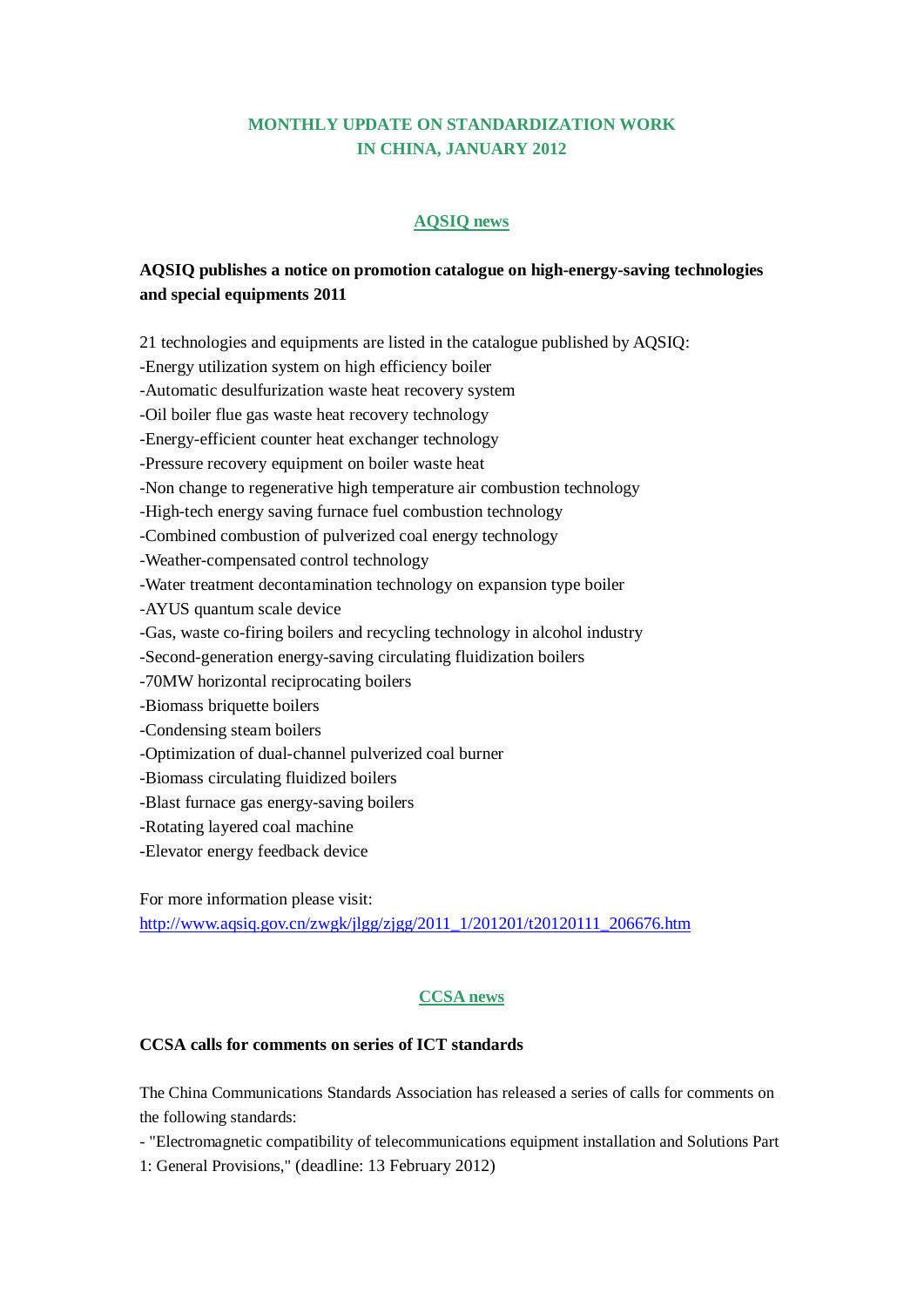# MONTHLY UPDATE ON STANDARDIZATION WORK IN CHINA, JANUARY 2012

## AQSIQ news

### AQSIQ publishes a notice on promotion catalogue on high-energy-saving technologies and special equipments 2011

21 technologies and equipments are listed in the catalogue published by AQSIQ:
- Energy utilization system on high efficiency boiler
- Automatic desulfurization waste heat recovery system
- Oil boiler flue gas waste heat recovery technology
- Energy-efficient counter heat exchanger technology
- Pressure recovery equipment on boiler waste heat
- Non change to regenerative high temperature air combustion technology
- High-tech energy saving furnace fuel combustion technology
- Combined combustion of pulverized coal energy technology
- Weather-compensated control technology
- Water treatment decontamination technology on expansion type boiler
- AYUS quantum scale device
- Gas, waste co-firing boilers and recycling technology in alcohol industry
- Second-generation energy-saving circulating fluidization boilers
- 70MW horizontal reciprocating boilers
- Biomass briquette boilers
- Condensing steam boilers
- Optimization of dual-channel pulverized coal burner
- Biomass circulating fluidized boilers
- Blast furnace gas energy-saving boilers
- Rotating layered coal machine
- Elevator energy feedback device

For more information please visit:
http://www.aqsiq.gov.cn/zwgk/jlgg/zjgg/2011_1/201201/t20120111_206676.htm

## CCSA news

### CCSA calls for comments on series of ICT standards

The China Communications Standards Association has released a series of calls for comments on the following standards:

- "Electromagnetic compatibility of telecommunications equipment installation and Solutions Part 1: General Provisions," (deadline: 13 February 2012)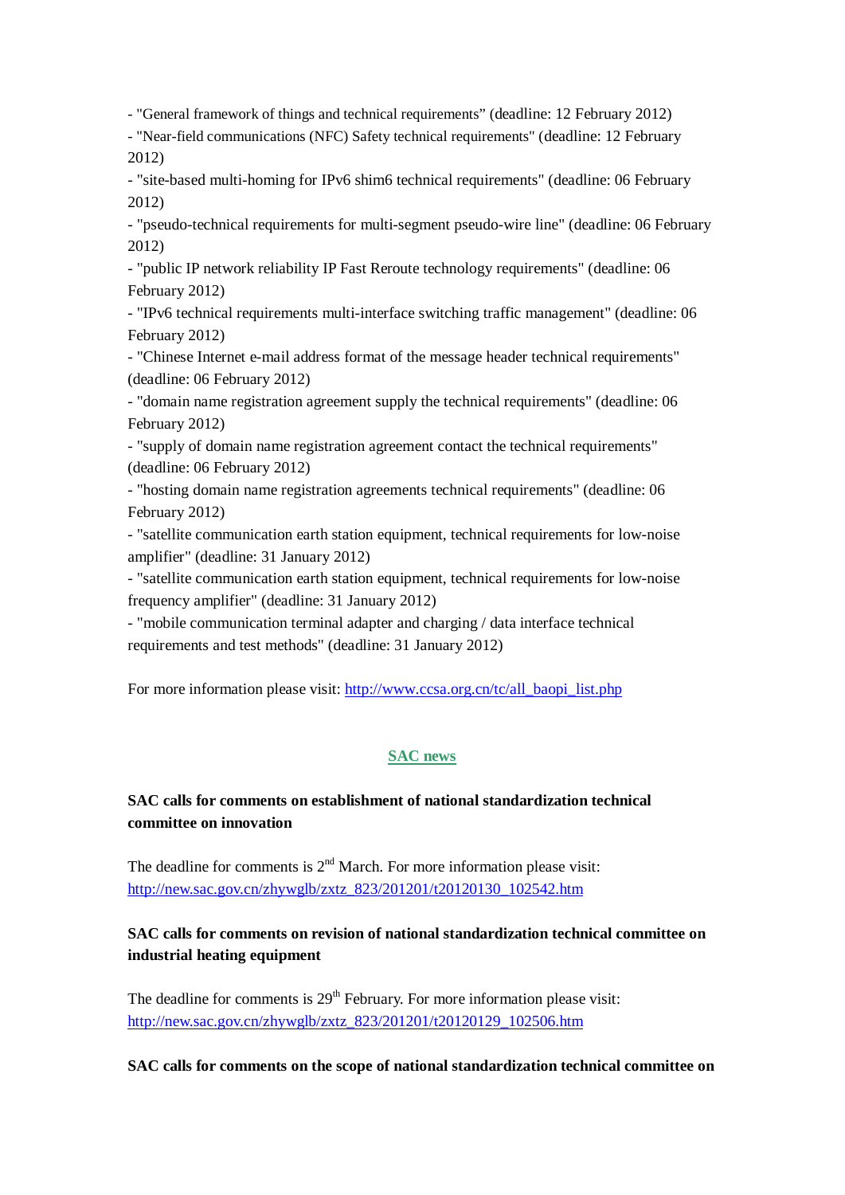- "General framework of things and technical requirements" (deadline: 12 February 2012)
- "Near-field communications (NFC) Safety technical requirements" (deadline: 12 February 2012)
- "site-based multi-homing for IPv6 shim6 technical requirements" (deadline: 06 February 2012)
- "pseudo-technical requirements for multi-segment pseudo-wire line" (deadline: 06 February 2012)
- "public IP network reliability IP Fast Reroute technology requirements" (deadline: 06 February 2012)
- "IPv6 technical requirements multi-interface switching traffic management" (deadline: 06 February 2012)
- "Chinese Internet e-mail address format of the message header technical requirements" (deadline: 06 February 2012)
- "domain name registration agreement supply the technical requirements" (deadline: 06 February 2012)
- "supply of domain name registration agreement contact the technical requirements" (deadline: 06 February 2012)
- "hosting domain name registration agreements technical requirements" (deadline: 06 February 2012)
- "satellite communication earth station equipment, technical requirements for low-noise amplifier" (deadline: 31 January 2012)
- "satellite communication earth station equipment, technical requirements for low-noise frequency amplifier" (deadline: 31 January 2012)
- "mobile communication terminal adapter and charging / data interface technical requirements and test methods" (deadline: 31 January 2012)

For more information please visit: http://www.ccsa.org.cn/tc/all_baopi_list.php

## SAC news

**SAC calls for comments on establishment of national standardization technical committee on innovation**

The deadline for comments is 2nd March. For more information please visit: http://new.sac.gov.cn/zhywglb/zxtz_823/201201/t20120130_102542.htm

**SAC calls for comments on revision of national standardization technical committee on industrial heating equipment**

The deadline for comments is 29th February. For more information please visit: http://new.sac.gov.cn/zhywglb/zxtz_823/201201/t20120129_102506.htm

**SAC calls for comments on the scope of national standardization technical committee on**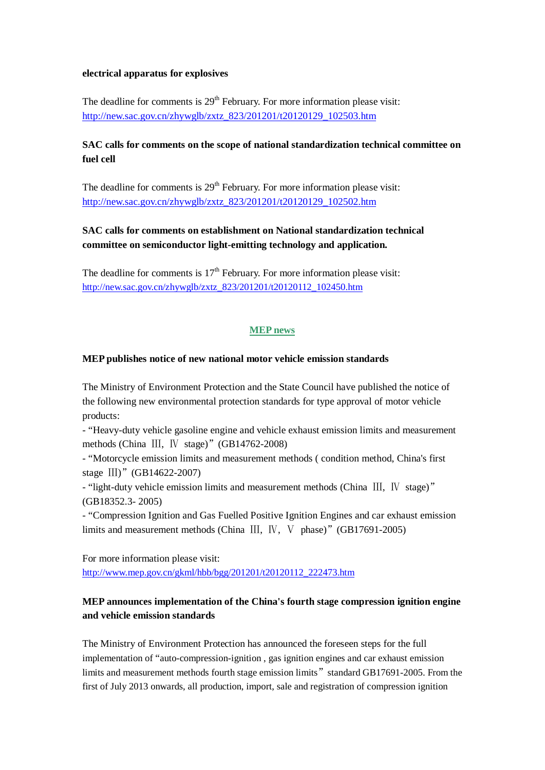**electrical apparatus for explosives**

The deadline for comments is 29th February. For more information please visit: http://new.sac.gov.cn/zhywglb/zxtz_823/201201/t20120129_102503.htm

**SAC calls for comments on the scope of national standardization technical committee on fuel cell**

The deadline for comments is 29th February. For more information please visit: http://new.sac.gov.cn/zhywglb/zxtz_823/201201/t20120129_102502.htm

**SAC calls for comments on establishment on National standardization technical committee on semiconductor light-emitting technology and application.**

The deadline for comments is 17th February. For more information please visit: http://new.sac.gov.cn/zhywglb/zxtz_823/201201/t20120112_102450.htm

## MEP news

**MEP publishes notice of new national motor vehicle emission standards**

The Ministry of Environment Protection and the State Council have published the notice of the following new environmental protection standards for type approval of motor vehicle products:

- "Heavy-duty vehicle gasoline engine and vehicle exhaust emission limits and measurement methods (China Ⅲ, Ⅳ stage)" (GB14762-2008)
- "Motorcycle emission limits and measurement methods ( condition method, China's first stage Ⅲ)" (GB14622-2007)
- "light-duty vehicle emission limits and measurement methods (China Ⅲ, Ⅳ stage)" (GB18352.3- 2005)
- "Compression Ignition and Gas Fuelled Positive Ignition Engines and car exhaust emission limits and measurement methods (China Ⅲ, Ⅳ, Ⅴ phase)" (GB17691-2005)

For more information please visit: http://www.mep.gov.cn/gkml/hbb/bgg/201201/t20120112_222473.htm

**MEP announces implementation of the China's fourth stage compression ignition engine and vehicle emission standards**

The Ministry of Environment Protection has announced the foreseen steps for the full implementation of "auto-compression-ignition , gas ignition engines and car exhaust emission limits and measurement methods fourth stage emission limits" standard GB17691-2005. From the first of July 2013 onwards, all production, import, sale and registration of compression ignition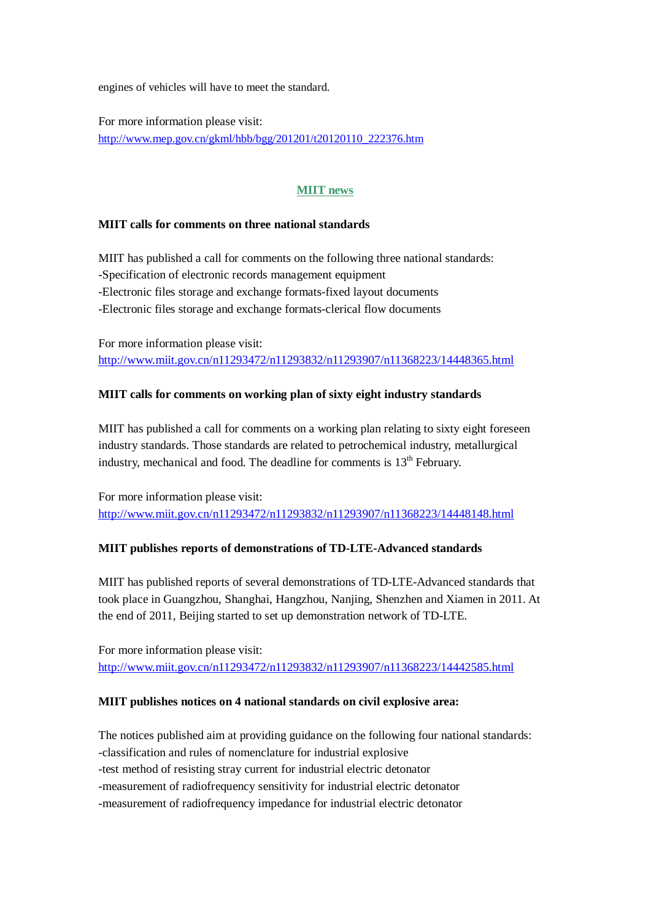engines of vehicles will have to meet the standard.

For more information please visit:
http://www.mep.gov.cn/gkml/hbb/bgg/201201/t20120110_222376.htm

## MIIT news

**MIIT calls for comments on three national standards**

MIIT has published a call for comments on the following three national standards:
-Specification of electronic records management equipment
-Electronic files storage and exchange formats-fixed layout documents
-Electronic files storage and exchange formats-clerical flow documents

For more information please visit:
http://www.miit.gov.cn/n11293472/n11293832/n11293907/n11368223/14448365.html

**MIIT calls for comments on working plan of sixty eight industry standards**

MIIT has published a call for comments on a working plan relating to sixty eight foreseen industry standards. Those standards are related to petrochemical industry, metallurgical industry, mechanical and food. The deadline for comments is 13th February.

For more information please visit:
http://www.miit.gov.cn/n11293472/n11293832/n11293907/n11368223/14448148.html

**MIIT publishes reports of demonstrations of TD-LTE-Advanced standards**

MIIT has published reports of several demonstrations of TD-LTE-Advanced standards that took place in Guangzhou, Shanghai, Hangzhou, Nanjing, Shenzhen and Xiamen in 2011. At the end of 2011, Beijing started to set up demonstration network of TD-LTE.

For more information please visit:
http://www.miit.gov.cn/n11293472/n11293832/n11293907/n11368223/14442585.html

**MIIT publishes notices on 4 national standards on civil explosive area:**

The notices published aim at providing guidance on the following four national standards:
-classification and rules of nomenclature for industrial explosive
-test method of resisting stray current for industrial electric detonator
-measurement of radiofrequency sensitivity for industrial electric detonator
-measurement of radiofrequency impedance for industrial electric detonator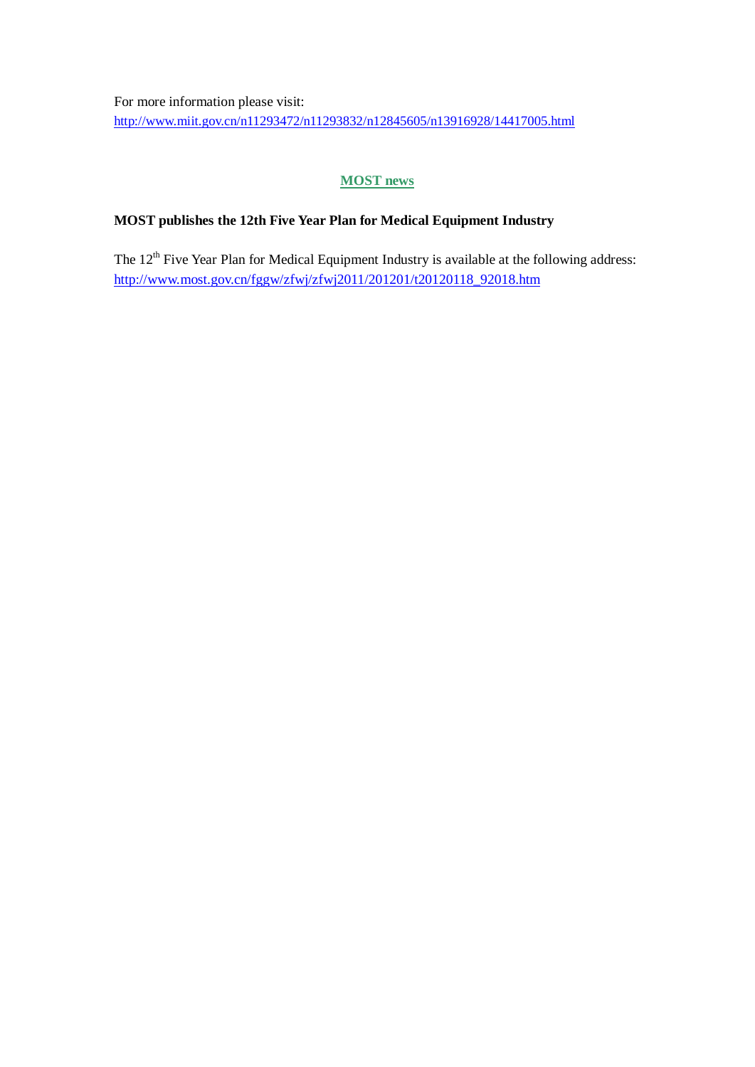For more information please visit:
http://www.miit.gov.cn/n11293472/n11293832/n12845605/n13916928/14417005.html

## MOST news

### MOST publishes the 12th Five Year Plan for Medical Equipment Industry

The $12^{th}$ Five Year Plan for Medical Equipment Industry is available at the following address:
http://www.most.gov.cn/fggw/zfwj/zfwj2011/201201/t20120118_92018.htm